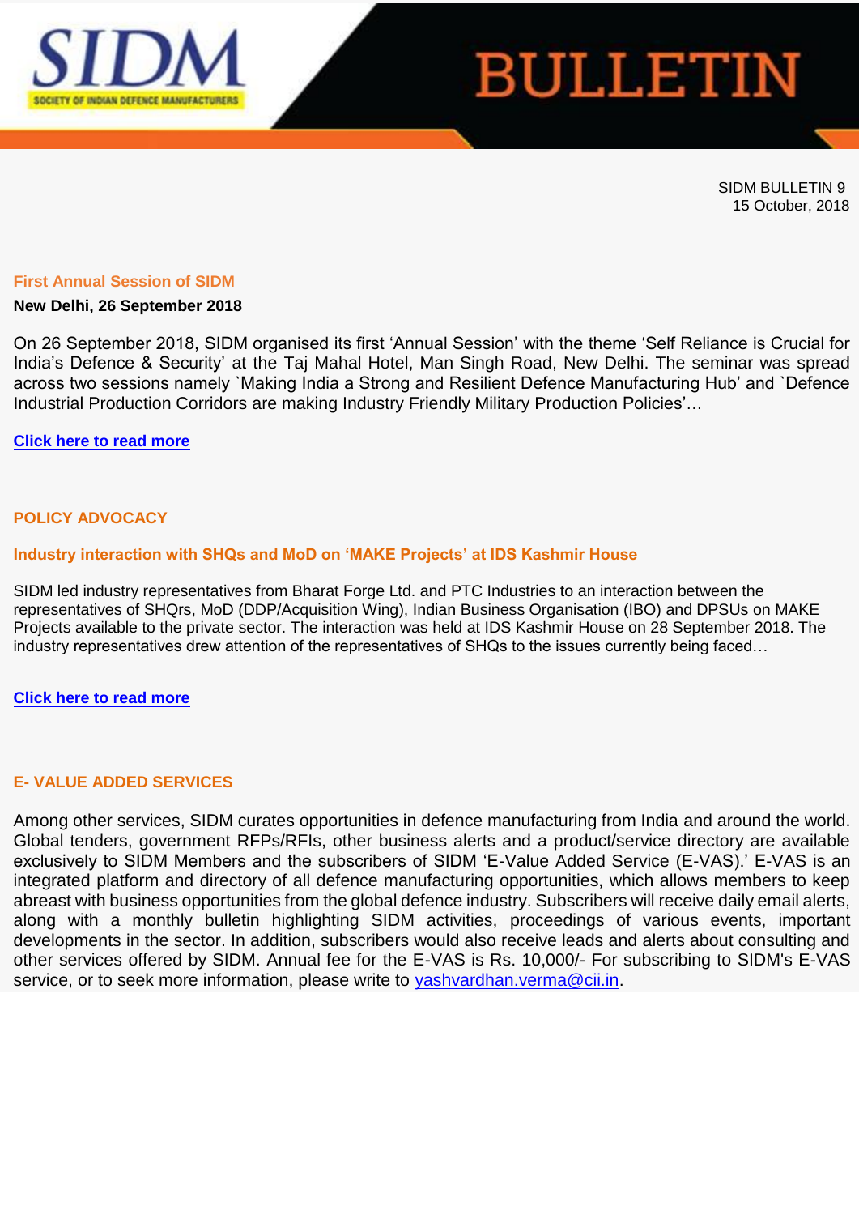# SIDM BULLETIN

SIDM BULLETIN 9
15 October, 2018

## First Annual Session of SIDM

**New Delhi, 26 September 2018**

On 26 September 2018, SIDM organised its first 'Annual Session' with the theme 'Self Reliance is Crucial for India's Defence & Security' at the Taj Mahal Hotel, Man Singh Road, New Delhi. The seminar was spread across two sessions namely `Making India a Strong and Resilient Defence Manufacturing Hub' and `Defence Industrial Production Corridors are making Industry Friendly Military Production Policies'…

**Click here to read more**

## POLICY ADVOCACY

### Industry interaction with SHQs and MoD on 'MAKE Projects' at IDS Kashmir House

SIDM led industry representatives from Bharat Forge Ltd. and PTC Industries to an interaction between the representatives of SHQrs, MoD (DDP/Acquisition Wing), Indian Business Organisation (IBO) and DPSUs on MAKE Projects available to the private sector. The interaction was held at IDS Kashmir House on 28 September 2018. The industry representatives drew attention of the representatives of SHQs to the issues currently being faced…

**Click here to read more**

## E- VALUE ADDED SERVICES

Among other services, SIDM curates opportunities in defence manufacturing from India and around the world. Global tenders, government RFPs/RFIs, other business alerts and a product/service directory are available exclusively to SIDM Members and the subscribers of SIDM 'E-Value Added Service (E-VAS).' E-VAS is an integrated platform and directory of all defence manufacturing opportunities, which allows members to keep abreast with business opportunities from the global defence industry. Subscribers will receive daily email alerts, along with a monthly bulletin highlighting SIDM activities, proceedings of various events, important developments in the sector. In addition, subscribers would also receive leads and alerts about consulting and other services offered by SIDM. Annual fee for the E-VAS is Rs. 10,000/- For subscribing to SIDM's E-VAS service, or to seek more information, please write to yashvardhan.verma@cii.in.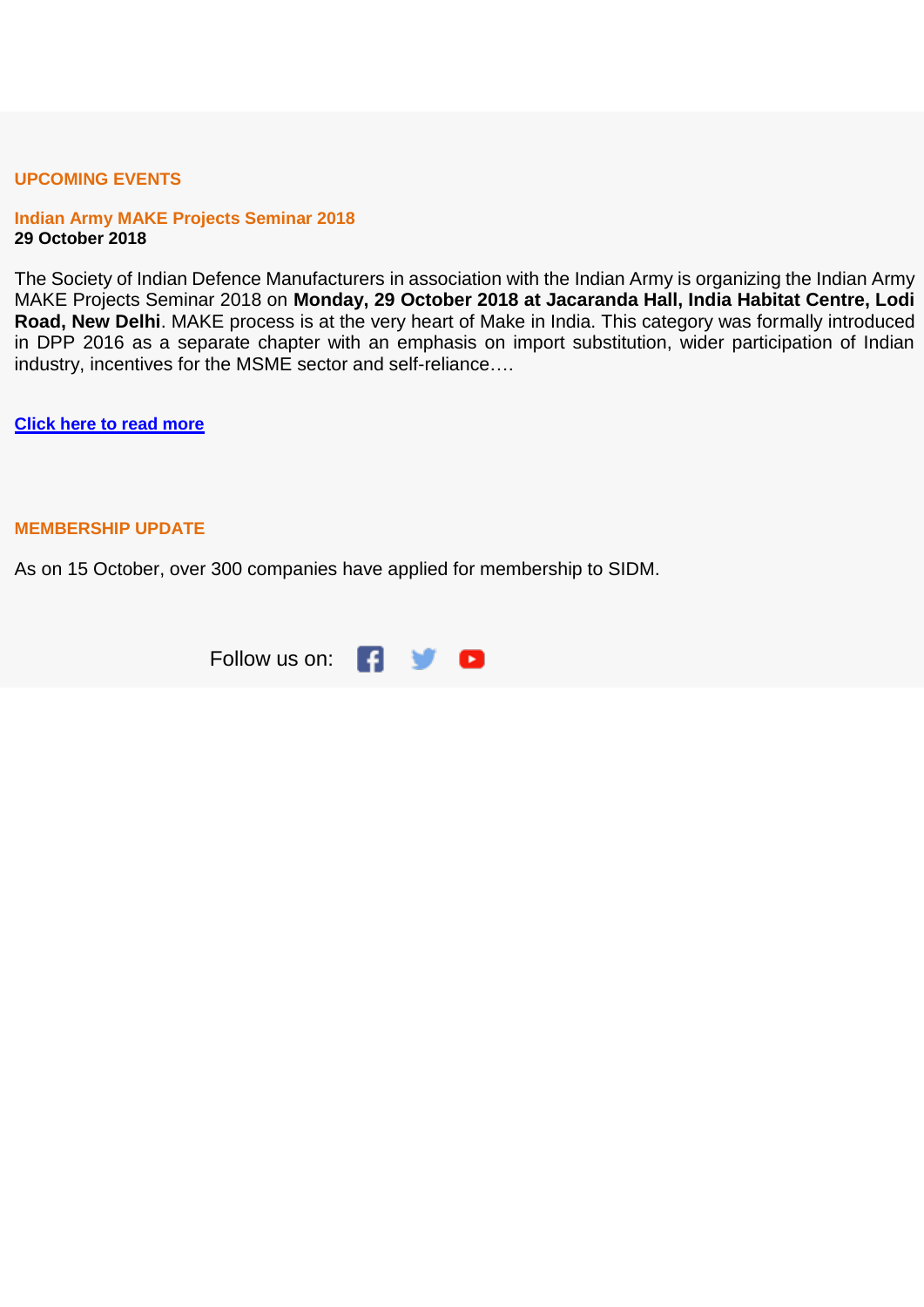## UPCOMING EVENTS

### Indian Army MAKE Projects Seminar 2018

**29 October 2018**

The Society of Indian Defence Manufacturers in association with the Indian Army is organizing the Indian Army MAKE Projects Seminar 2018 on **Monday, 29 October 2018 at Jacaranda Hall, India Habitat Centre, Lodi Road, New Delhi**. MAKE process is at the very heart of Make in India. This category was formally introduced in DPP 2016 as a separate chapter with an emphasis on import substitution, wider participation of Indian industry, incentives for the MSME sector and self-reliance….

**Click here to read more**

## MEMBERSHIP UPDATE

As on 15 October, over 300 companies have applied for membership to SIDM.

Follow us on: